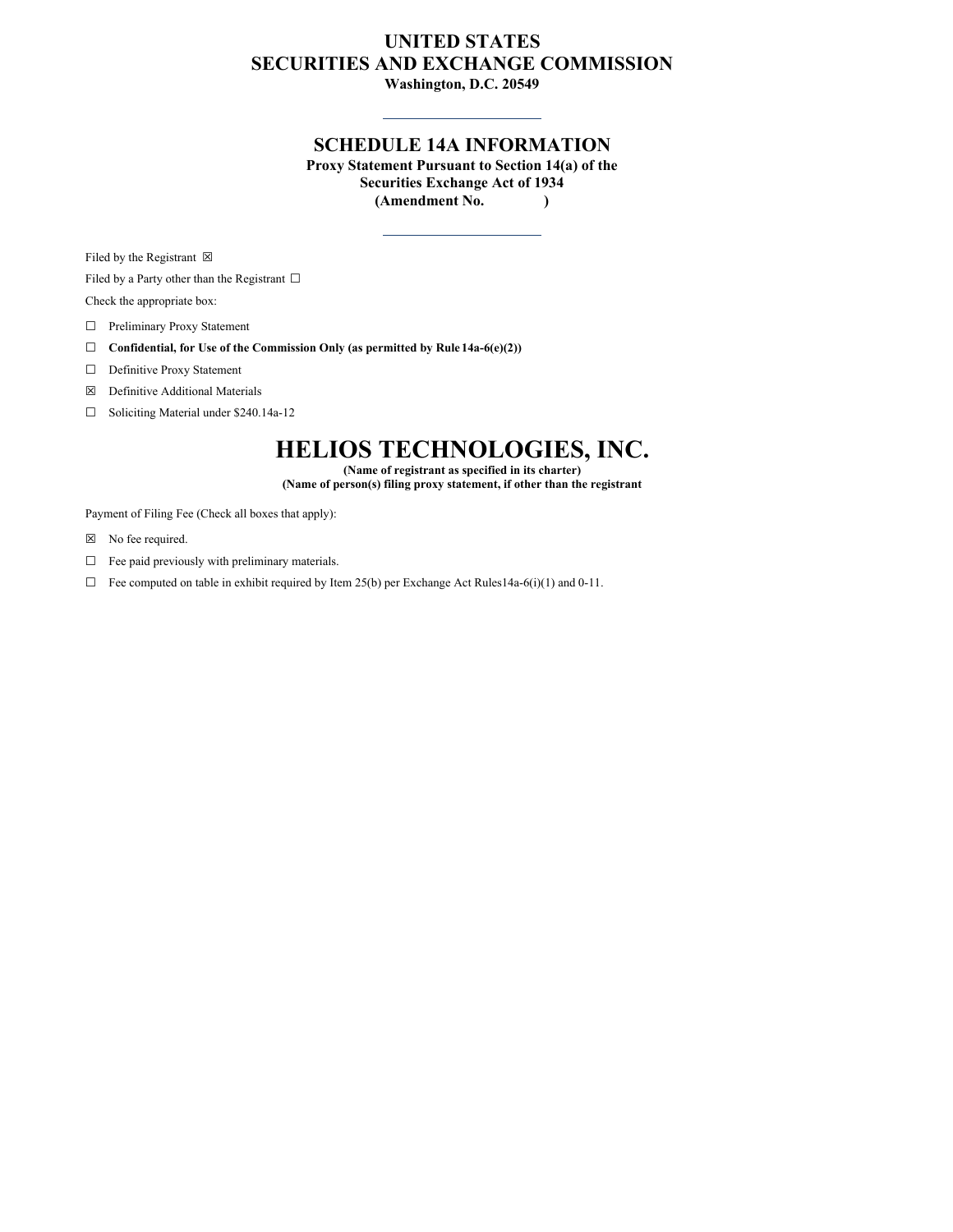# UNITED STATES
# SECURITIES AND EXCHANGE COMMISSION
**Washington, D.C. 20549**

---

## SCHEDULE 14A INFORMATION
**Proxy Statement Pursuant to Section 14(a) of the Securities Exchange Act of 1934**
**(Amendment No. )**

---

Filed by the Registrant ☒

Filed by a Party other than the Registrant ☐

Check the appropriate box:

☐ Preliminary Proxy Statement

☐ **Confidential, for Use of the Commission Only (as permitted by Rule 14a-6(e)(2))**

☐ Definitive Proxy Statement

☒ Definitive Additional Materials

☐ Soliciting Material under $240.14a-12

# HELIOS TECHNOLOGIES, INC.
**(Name of registrant as specified in its charter)**
**(Name of person(s) filing proxy statement, if other than the registrant**

Payment of Filing Fee (Check all boxes that apply):

☒ No fee required.

☐ Fee paid previously with preliminary materials.

☐ Fee computed on table in exhibit required by Item 25(b) per Exchange Act Rules14a-6(i)(1) and 0-11.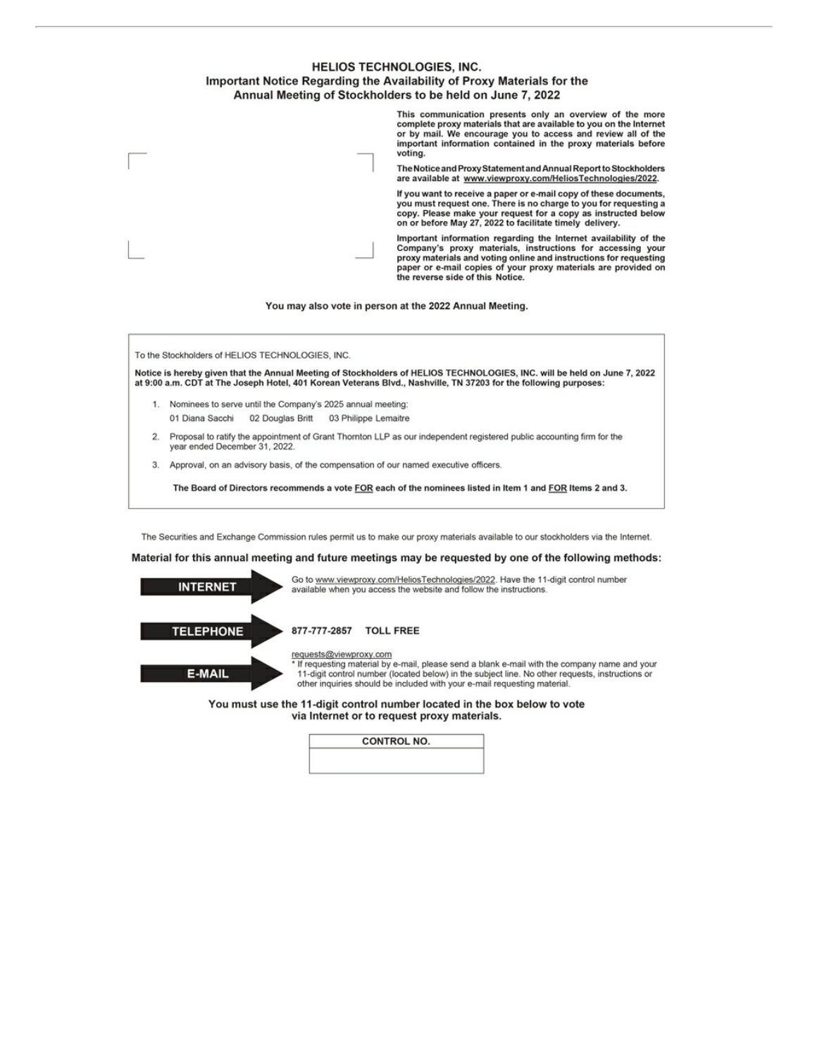# HELIOS TECHNOLOGIES, INC.

## Important Notice Regarding the Availability of Proxy Materials for the Annual Meeting of Stockholders to be held on June 7, 2022

**This communication presents only an overview of the more complete proxy materials that are available to you on the Internet or by mail. We encourage you to access and review all of the important information contained in the proxy materials before voting.**

**The Notice and Proxy Statement and Annual Report to Stockholders are available at www.viewproxy.com/HeliosTechnologies/2022.**

**If you want to receive a paper or e-mail copy of these documents, you must request one. There is no charge to you for requesting a copy. Please make your request for a copy as instructed below on or before May 27, 2022 to facilitate timely delivery.**

**Important information regarding the Internet availability of the Company's proxy materials, instructions for accessing your proxy materials and voting online and instructions for requesting paper or e-mail copies of your proxy materials are provided on the reverse side of this Notice.**

**You may also vote in person at the 2022 Annual Meeting.**

To the Stockholders of HELIOS TECHNOLOGIES, INC.

**Notice is hereby given that the Annual Meeting of Stockholders of HELIOS TECHNOLOGIES, INC. will be held on June 7, 2022 at 9:00 a.m. CDT at The Joseph Hotel, 401 Korean Veterans Blvd., Nashville, TN 37203 for the following purposes:**

1. Nominees to serve until the Company's 2025 annual meeting:
   01 Diana Sacchi    02 Douglas Britt    03 Philippe Lemaitre
2. Proposal to ratify the appointment of Grant Thornton LLP as our independent registered public accounting firm for the year ended December 31, 2022.
3. Approval, on an advisory basis, of the compensation of our named executive officers.

**The Board of Directors recommends a vote FOR each of the nominees listed in Item 1 and FOR Items 2 and 3.**

The Securities and Exchange Commission rules permit us to make our proxy materials available to our stockholders via the Internet.

**Material for this annual meeting and future meetings may be requested by one of the following methods:**

**INTERNET** — Go to www.viewproxy.com/HeliosTechnologies/2022. Have the 11-digit control number available when you access the website and follow the instructions.

**TELEPHONE** — **877-777-2857 TOLL FREE**

**E-MAIL** — requests@viewproxy.com
* If requesting material by e-mail, please send a blank e-mail with the company name and your 11-digit control number (located below) in the subject line. No other requests, instructions or other inquiries should be included with your e-mail requesting material.

**You must use the 11-digit control number located in the box below to vote via Internet or to request proxy materials.**

| CONTROL NO. |
| --- |
| |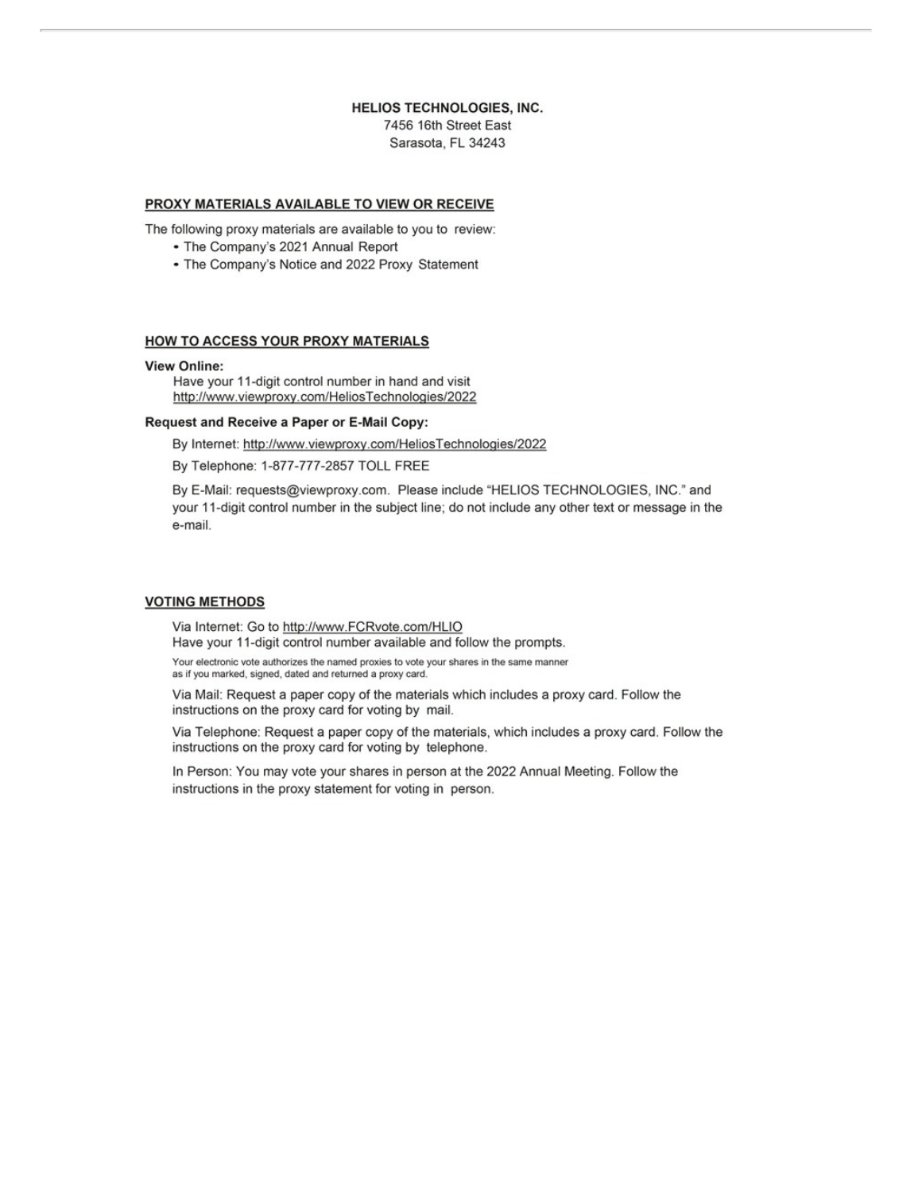**HELIOS TECHNOLOGIES, INC.**
7456 16th Street East
Sarasota, FL 34243

## PROXY MATERIALS AVAILABLE TO VIEW OR RECEIVE

The following proxy materials are available to you to review:

- The Company's 2021 Annual Report
- The Company's Notice and 2022 Proxy Statement

## HOW TO ACCESS YOUR PROXY MATERIALS

**View Online:**

Have your 11-digit control number in hand and visit
http://www.viewproxy.com/HeliosTechnologies/2022

**Request and Receive a Paper or E-Mail Copy:**

By Internet: http://www.viewproxy.com/HeliosTechnologies/2022

By Telephone: 1-877-777-2857 TOLL FREE

By E-Mail: requests@viewproxy.com. Please include "HELIOS TECHNOLOGIES, INC." and your 11-digit control number in the subject line; do not include any other text or message in the e-mail.

## VOTING METHODS

Via Internet: Go to http://www.FCRvote.com/HLIO
Have your 11-digit control number available and follow the prompts.

Your electronic vote authorizes the named proxies to vote your shares in the same manner as if you marked, signed, dated and returned a proxy card.

Via Mail: Request a paper copy of the materials which includes a proxy card. Follow the instructions on the proxy card for voting by mail.

Via Telephone: Request a paper copy of the materials, which includes a proxy card. Follow the instructions on the proxy card for voting by telephone.

In Person: You may vote your shares in person at the 2022 Annual Meeting. Follow the instructions in the proxy statement for voting in person.